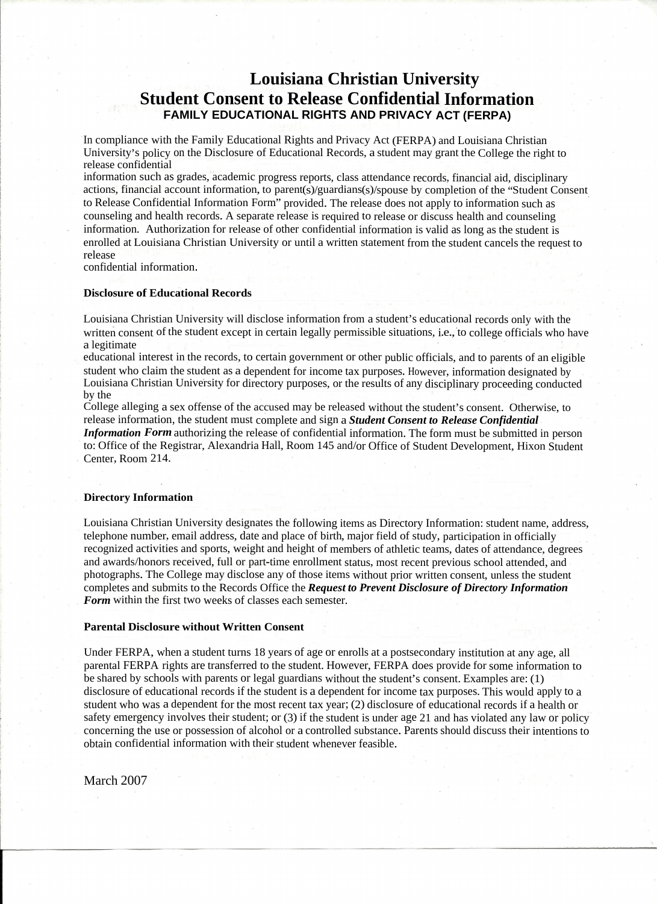# Louisiana Christian University
## Student Consent to Release Confidential Information
### FAMILY EDUCATIONAL RIGHTS AND PRIVACY ACT (FERPA)

In compliance with the Family Educational Rights and Privacy Act (FERPA) and Louisiana Christian University's policy on the Disclosure of Educational Records, a student may grant the College the right to release confidential information such as grades, academic progress reports, class attendance records, financial aid, disciplinary actions, financial account information, to parent(s)/guardians(s)/spouse by completion of the "Student Consent to Release Confidential Information Form" provided. The release does not apply to information such as counseling and health records. A separate release is required to release or discuss health and counseling information. Authorization for release of other confidential information is valid as long as the student is enrolled at Louisiana Christian University or until a written statement from the student cancels the request to release confidential information.

**Disclosure of Educational Records**

Louisiana Christian University will disclose information from a student's educational records only with the written consent of the student except in certain legally permissible situations, i.e., to college officials who have a legitimate educational interest in the records, to certain government or other public officials, and to parents of an eligible student who claim the student as a dependent for income tax purposes. However, information designated by Louisiana Christian University for directory purposes, or the results of any disciplinary proceeding conducted by the College alleging a sex offense of the accused may be released without the student's consent. Otherwise, to release information, the student must complete and sign a ***Student Consent to Release Confidential Information Form*** authorizing the release of confidential information. The form must be submitted in person to: Office of the Registrar, Alexandria Hall, Room 145 and/or Office of Student Development, Hixon Student Center, Room 214.

**Directory Information**

Louisiana Christian University designates the following items as Directory Information: student name, address, telephone number, email address, date and place of birth, major field of study, participation in officially recognized activities and sports, weight and height of members of athletic teams, dates of attendance, degrees and awards/honors received, full or part-time enrollment status, most recent previous school attended, and photographs. The College may disclose any of those items without prior written consent, unless the student completes and submits to the Records Office the ***Request to Prevent Disclosure of Directory Information Form*** within the first two weeks of classes each semester.

**Parental Disclosure without Written Consent**

Under FERPA, when a student turns 18 years of age or enrolls at a postsecondary institution at any age, all parental FERPA rights are transferred to the student. However, FERPA does provide for some information to be shared by schools with parents or legal guardians without the student's consent. Examples are: (1) disclosure of educational records if the student is a dependent for income tax purposes. This would apply to a student who was a dependent for the most recent tax year; (2) disclosure of educational records if a health or safety emergency involves their student; or (3) if the student is under age 21 and has violated any law or policy concerning the use or possession of alcohol or a controlled substance. Parents should discuss their intentions to obtain confidential information with their student whenever feasible.

March 2007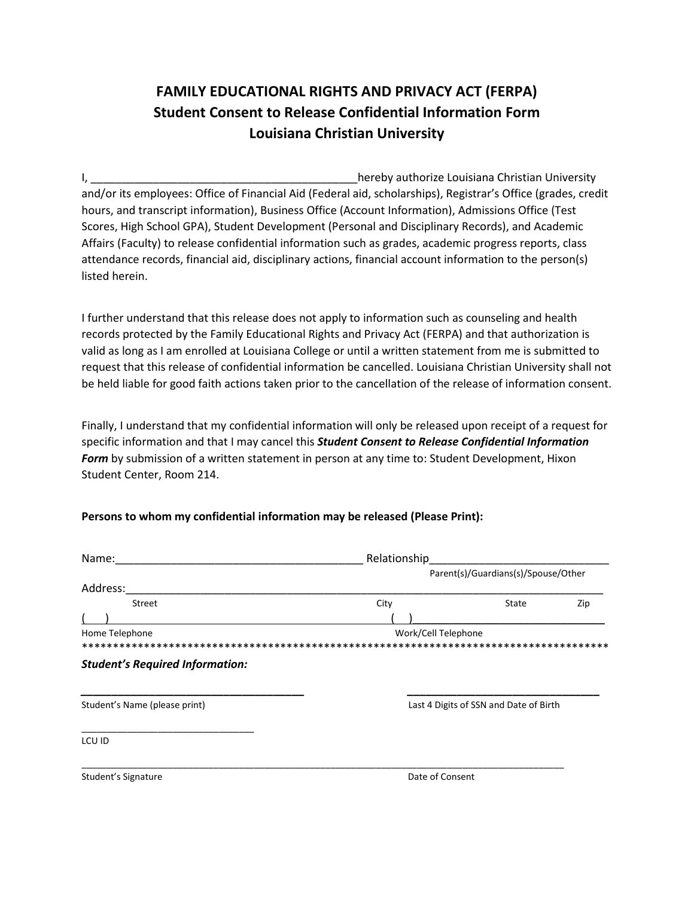# FAMILY EDUCATIONAL RIGHTS AND PRIVACY ACT (FERPA)
## Student Consent to Release Confidential Information Form
## Louisiana Christian University

I, __________________________________________hereby authorize Louisiana Christian University and/or its employees: Office of Financial Aid (Federal aid, scholarships), Registrar's Office (grades, credit hours, and transcript information), Business Office (Account Information), Admissions Office (Test Scores, High School GPA), Student Development (Personal and Disciplinary Records), and Academic Affairs (Faculty) to release confidential information such as grades, academic progress reports, class attendance records, financial aid, disciplinary actions, financial account information to the person(s) listed herein.

I further understand that this release does not apply to information such as counseling and health records protected by the Family Educational Rights and Privacy Act (FERPA) and that authorization is valid as long as I am enrolled at Louisiana College or until a written statement from me is submitted to request that this release of confidential information be cancelled. Louisiana Christian University shall not be held liable for good faith actions taken prior to the cancellation of the release of information consent.

Finally, I understand that my confidential information will only be released upon receipt of a request for specific information and that I may cancel this ***Student Consent to Release Confidential Information Form*** by submission of a written statement in person at any time to: Student Development, Hixon Student Center, Room 214.

**Persons to whom my confidential information may be released (Please Print):**

Name:________________________________________ Relationship_____________________________
Parent(s)/Guardians(s)/Spouse/Other

Address:_____________________________________________________________________________
Street City State Zip

(   )_____________________________________________ (   )________________________________
Home Telephone Work/Cell Telephone

*****************************************************************************************

***Student's Required Information:***

____________________________________ ________________________________
Student's Name (please print) Last 4 Digits of SSN and Date of Birth

______________________________
LCU ID

__________________________________________________________________________________________
Student's Signature Date of Consent